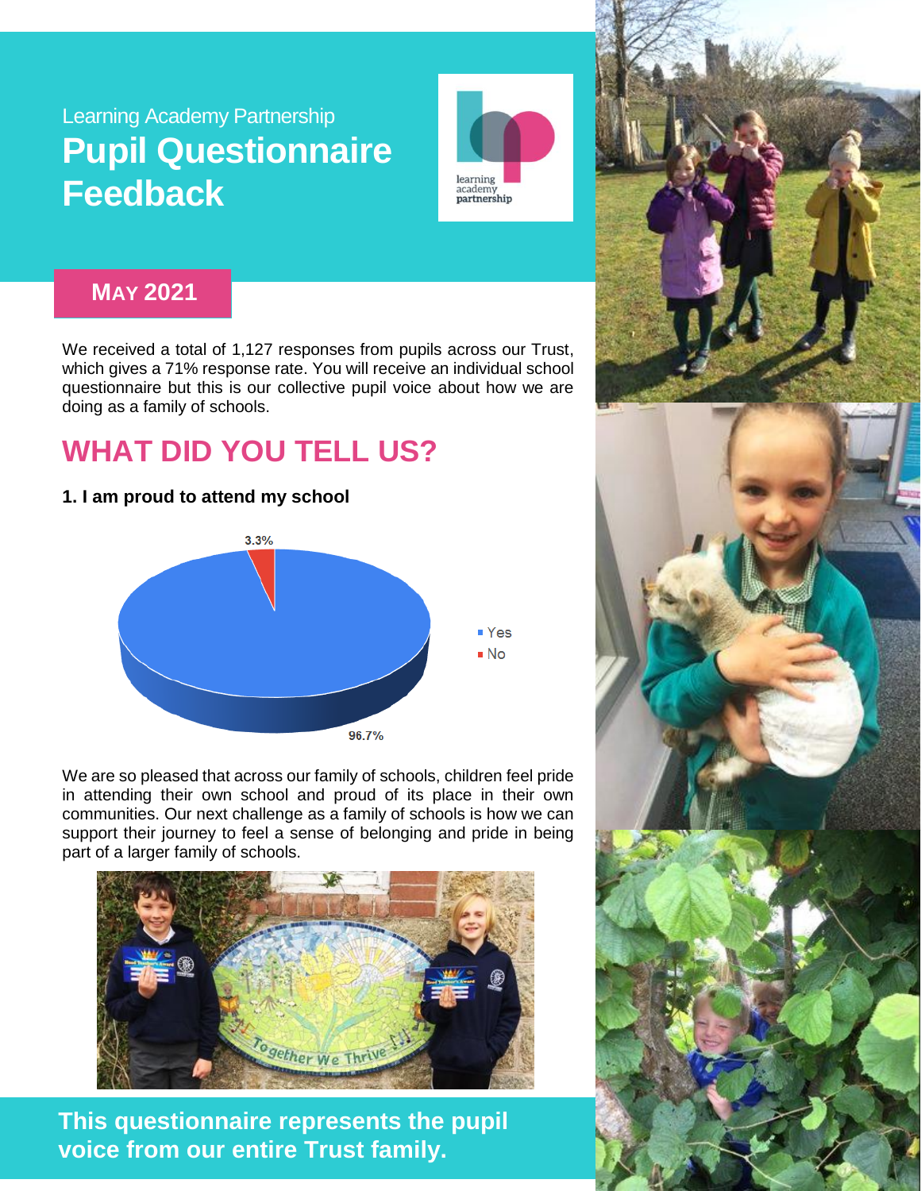Learning Academy Partnership

# Pupil Questionnaire Feedback

learning academy partnership

**MAY 2021**

We received a total of 1,127 responses from pupils across our Trust, which gives a 71% response rate. You will receive an individual school questionnaire but this is our collective pupil voice about how we are doing as a family of schools.

## WHAT DID YOU TELL US?

**1. I am proud to attend my school**

| Response | Percentage |
|---|---|
| Yes | 96.7% |
| No | 3.3% |

We are so pleased that across our family of schools, children feel pride in attending their own school and proud of its place in their own communities. Our next challenge as a family of schools is how we can support their journey to feel a sense of belonging and pride in being part of a larger family of schools.

**This questionnaire represents the pupil voice from our entire Trust family.**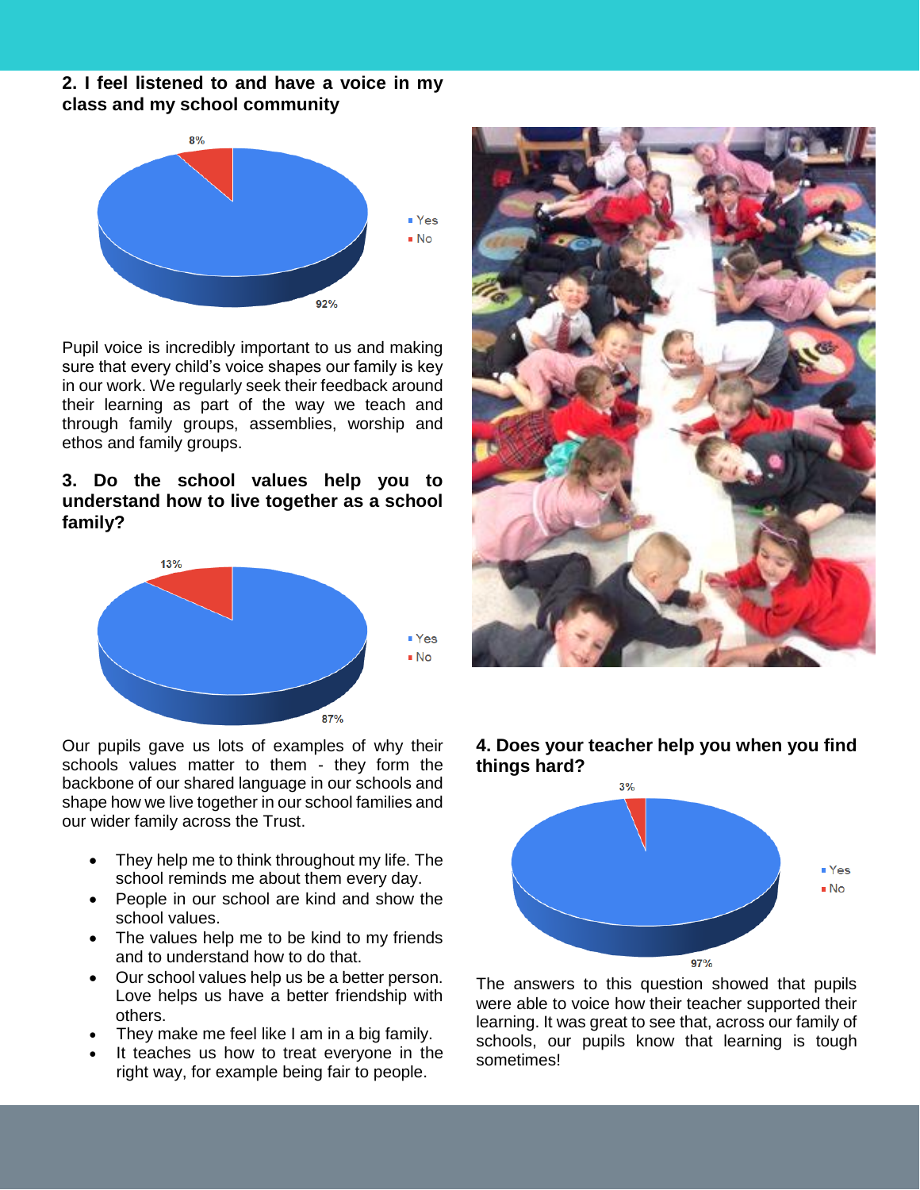## 2. I feel listened to and have a voice in my class and my school community

Yes: 92%
No: 8%

Pupil voice is incredibly important to us and making sure that every child's voice shapes our family is key in our work. We regularly seek their feedback around their learning as part of the way we teach and through family groups, assemblies, worship and ethos and family groups.

## 3. Do the school values help you to understand how to live together as a school family?

Yes: 87%
No: 13%

Our pupils gave us lots of examples of why their schools values matter to them - they form the backbone of our shared language in our schools and shape how we live together in our school families and our wider family across the Trust.

- They help me to think throughout my life. The school reminds me about them every day.
- People in our school are kind and show the school values.
- The values help me to be kind to my friends and to understand how to do that.
- Our school values help us be a better person. Love helps us have a better friendship with others.
- They make me feel like I am in a big family.
- It teaches us how to treat everyone in the right way, for example being fair to people.

## 4. Does your teacher help you when you find things hard?

Yes: 97%
No: 3%

The answers to this question showed that pupils were able to voice how their teacher supported their learning. It was great to see that, across our family of schools, our pupils know that learning is tough sometimes!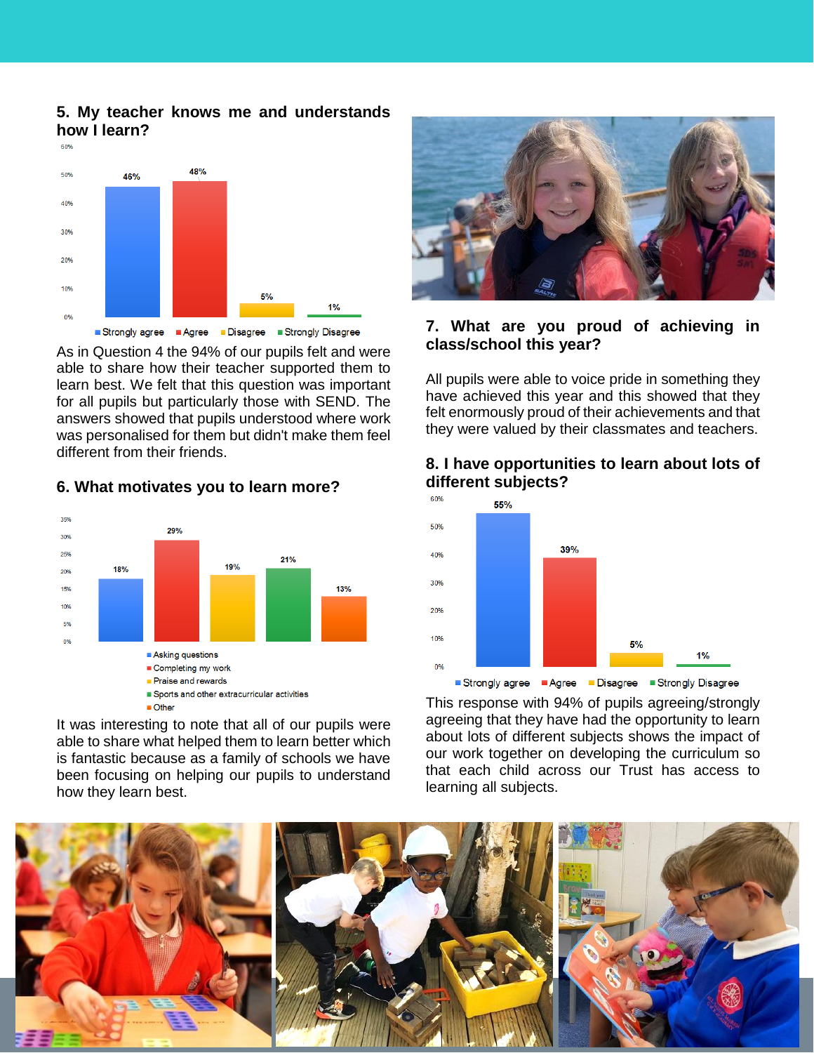## 5. My teacher knows me and understands how I learn?

| Response | Percentage |
| --- | --- |
| Strongly agree | 46% |
| Agree | 48% |
| Disagree | 5% |
| Strongly Disagree | 1% |

As in Question 4 the 94% of our pupils felt and were able to share how their teacher supported them to learn best. We felt that this question was important for all pupils but particularly those with SEND. The answers showed that pupils understood where work was personalised for them but didn't make them feel different from their friends.

## 6. What motivates you to learn more?

| Response | Percentage |
| --- | --- |
| Asking questions | 18% |
| Completing my work | 29% |
| Praise and rewards | 19% |
| Sports and other extracurricular activities | 21% |
| Other | 13% |

It was interesting to note that all of our pupils were able to share what helped them to learn better which is fantastic because as a family of schools we have been focusing on helping our pupils to understand how they learn best.

## 7. What are you proud of achieving in class/school this year?

All pupils were able to voice pride in something they have achieved this year and this showed that they felt enormously proud of their achievements and that they were valued by their classmates and teachers.

## 8. I have opportunities to learn about lots of different subjects?

| Response | Percentage |
| --- | --- |
| Strongly agree | 55% |
| Agree | 39% |
| Disagree | 5% |
| Strongly Disagree | 1% |

This response with 94% of pupils agreeing/strongly agreeing that they have had the opportunity to learn about lots of different subjects shows the impact of our work together on developing the curriculum so that each child across our Trust has access to learning all subjects.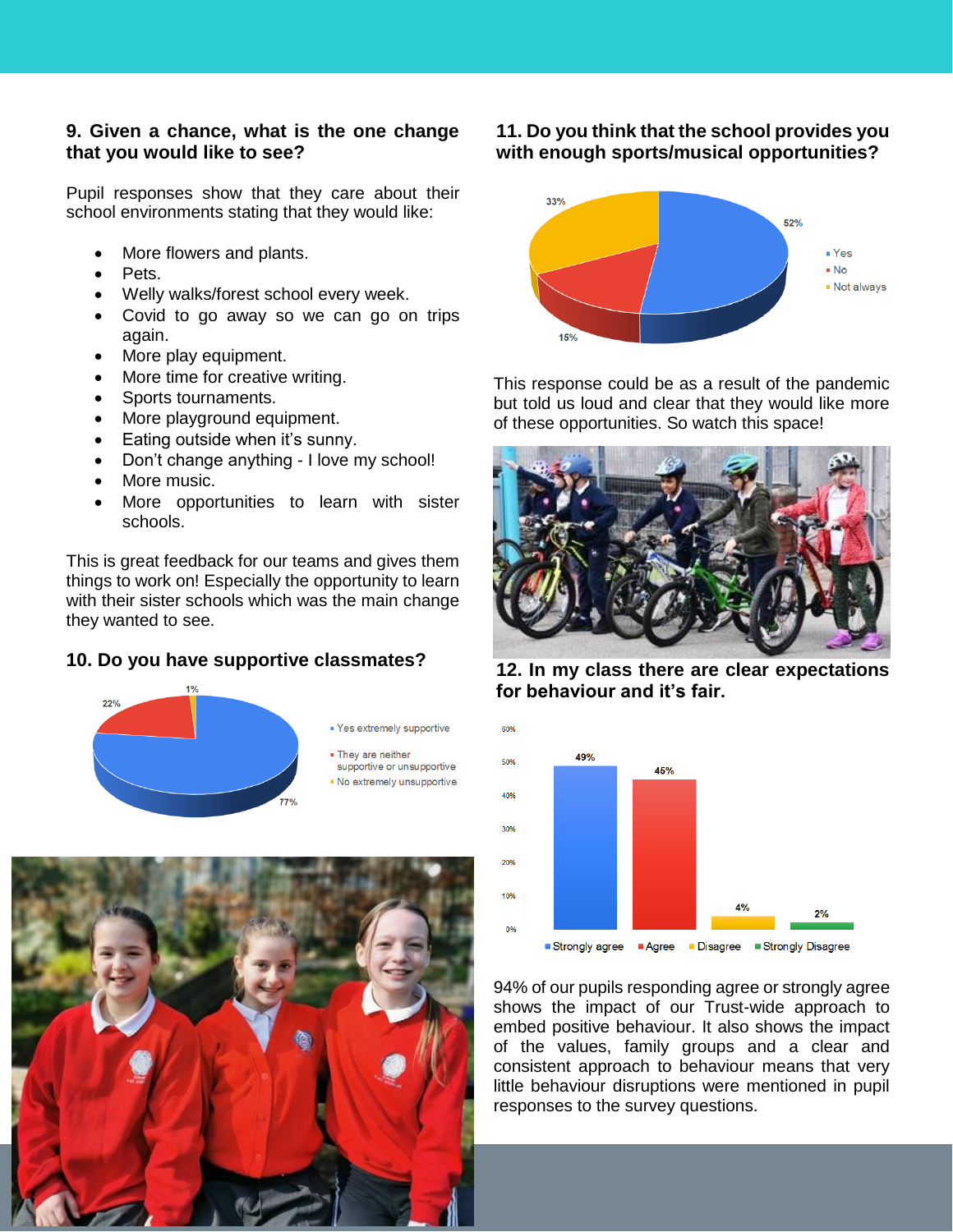### 9. Given a chance, what is the one change that you would like to see?

Pupil responses show that they care about their school environments stating that they would like:

- More flowers and plants.
- Pets.
- Welly walks/forest school every week.
- Covid to go away so we can go on trips again.
- More play equipment.
- More time for creative writing.
- Sports tournaments.
- More playground equipment.
- Eating outside when it's sunny.
- Don't change anything - I love my school!
- More music.
- More opportunities to learn with sister schools.

This is great feedback for our teams and gives them things to work on! Especially the opportunity to learn with their sister schools which was the main change they wanted to see.

### 10. Do you have supportive classmates?

- Yes extremely supportive: 77%
- They are neither supportive or unsupportive: 22%
- No extremely unsupportive: 1%

### 11. Do you think that the school provides you with enough sports/musical opportunities?

- Yes: 52%
- No: 15%
- Not always: 33%

This response could be as a result of the pandemic but told us loud and clear that they would like more of these opportunities. So watch this space!

### 12. In my class there are clear expectations for behaviour and it's fair.

| Strongly agree | Agree | Disagree | Strongly Disagree |
|---|---|---|---|
| 49% | 45% | 4% | 2% |

94% of our pupils responding agree or strongly agree shows the impact of our Trust-wide approach to embed positive behaviour. It also shows the impact of the values, family groups and a clear and consistent approach to behaviour means that very little behaviour disruptions were mentioned in pupil responses to the survey questions.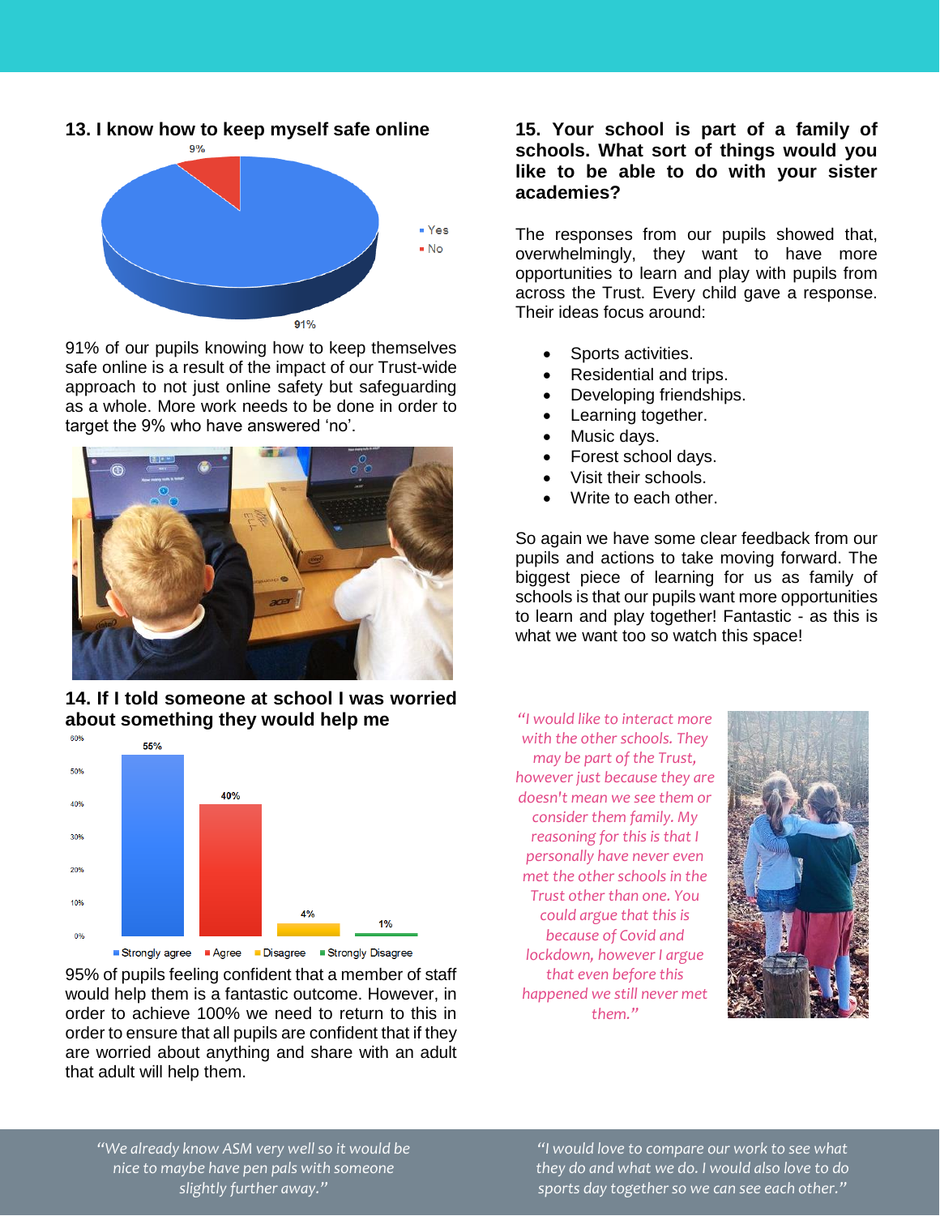### 13. I know how to keep myself safe online

9%

Yes
No

91%

91% of our pupils knowing how to keep themselves safe online is a result of the impact of our Trust-wide approach to not just online safety but safeguarding as a whole. More work needs to be done in order to target the 9% who have answered 'no'.

### 14. If I told someone at school I was worried about something they would help me

60%
50%
40%
30%
20%
10%
0%

55%
40%
4%
1%

Strongly agree
Agree
Disagree
Strongly Disagree

95% of pupils feeling confident that a member of staff would help them is a fantastic outcome. However, in order to achieve 100% we need to return to this in order to ensure that all pupils are confident that if they are worried about anything and share with an adult that adult will help them.

### 15. Your school is part of a family of schools. What sort of things would you like to be able to do with your sister academies?

The responses from our pupils showed that, overwhelmingly, they want to have more opportunities to learn and play with pupils from across the Trust. Every child gave a response. Their ideas focus around:

- Sports activities.
- Residential and trips.
- Developing friendships.
- Learning together.
- Music days.
- Forest school days.
- Visit their schools.
- Write to each other.

So again we have some clear feedback from our pupils and actions to take moving forward. The biggest piece of learning for us as family of schools is that our pupils want more opportunities to learn and play together! Fantastic - as this is what we want too so watch this space!

*"I would like to interact more with the other schools. They may be part of the Trust, however just because they are doesn't mean we see them or consider them family. My reasoning for this is that I personally have never even met the other schools in the Trust other than one. You could argue that this is because of Covid and lockdown, however I argue that even before this happened we still never met them."*

*"We already know ASM very well so it would be nice to maybe have pen pals with someone slightly further away."*

*"I would love to compare our work to see what they do and what we do. I would also love to do sports day together so we can see each other."*